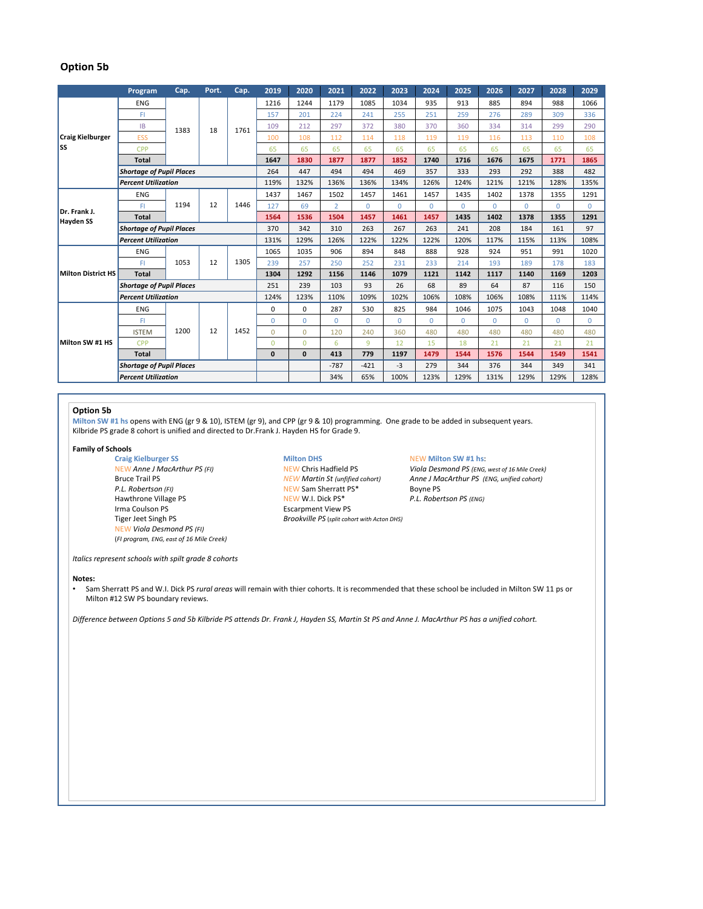## Option 5b

| | Program | Cap. | Port. | Cap. | 2019 | 2020 | 2021 | 2022 | 2023 | 2024 | 2025 | 2026 | 2027 | 2028 | 2029 |
|---|---|---|---|---|---|---|---|---|---|---|---|---|---|---|---|
| Craig Kielburger SS | ENG | 1383 | 18 | 1761 | 1216 | 1244 | 1179 | 1085 | 1034 | 935 | 913 | 885 | 894 | 988 | 1066 |
| | FI | | | | 157 | 201 | 224 | 241 | 255 | 251 | 259 | 276 | 289 | 309 | 336 |
| | IB | | | | 109 | 212 | 297 | 372 | 380 | 370 | 360 | 334 | 314 | 299 | 290 |
| | ESS | | | | 100 | 108 | 112 | 114 | 118 | 119 | 119 | 116 | 113 | 110 | 108 |
| | CPP | | | | 65 | 65 | 65 | 65 | 65 | 65 | 65 | 65 | 65 | 65 | 65 |
| | **Total** | | | | **1647** | **1830** | **1877** | **1877** | **1852** | **1740** | **1716** | **1676** | **1675** | **1771** | **1865** |
| | ***Shortage of Pupil Places*** | | | | 264 | 447 | 494 | 494 | 469 | 357 | 333 | 293 | 292 | 388 | 482 |
| | ***Percent Utilization*** | | | | 119% | 132% | 136% | 136% | 134% | 126% | 124% | 121% | 121% | 128% | 135% |
| Dr. Frank J. Hayden SS | ENG | 1194 | 12 | 1446 | 1437 | 1467 | 1502 | 1457 | 1461 | 1457 | 1435 | 1402 | 1378 | 1355 | 1291 |
| | FI | | | | 127 | 69 | 2 | 0 | 0 | 0 | 0 | 0 | 0 | 0 | 0 |
| | **Total** | | | | **1564** | **1536** | **1504** | **1457** | **1461** | **1457** | **1435** | **1402** | **1378** | **1355** | **1291** |
| | ***Shortage of Pupil Places*** | | | | 370 | 342 | 310 | 263 | 267 | 263 | 241 | 208 | 184 | 161 | 97 |
| | ***Percent Utilization*** | | | | 131% | 129% | 126% | 122% | 122% | 122% | 120% | 117% | 115% | 113% | 108% |
| Milton District HS | ENG | 1053 | 12 | 1305 | 1065 | 1035 | 906 | 894 | 848 | 888 | 928 | 924 | 951 | 991 | 1020 |
| | FI | | | | 239 | 257 | 250 | 252 | 231 | 233 | 214 | 193 | 189 | 178 | 183 |
| | **Total** | | | | **1304** | **1292** | **1156** | **1146** | **1079** | **1121** | **1142** | **1117** | **1140** | **1169** | **1203** |
| | ***Shortage of Pupil Places*** | | | | 251 | 239 | 103 | 93 | 26 | 68 | 89 | 64 | 87 | 116 | 150 |
| | ***Percent Utilization*** | | | | 124% | 123% | 110% | 109% | 102% | 106% | 108% | 106% | 108% | 111% | 114% |
| Milton SW #1 HS | ENG | 1200 | 12 | 1452 | 0 | 0 | 287 | 530 | 825 | 984 | 1046 | 1075 | 1043 | 1048 | 1040 |
| | FI | | | | 0 | 0 | 0 | 0 | 0 | 0 | 0 | 0 | 0 | 0 | 0 |
| | ISTEM | | | | 0 | 0 | 120 | 240 | 360 | 480 | 480 | 480 | 480 | 480 | 480 |
| | CPP | | | | 0 | 0 | 6 | 9 | 12 | 15 | 18 | 21 | 21 | 21 | 21 |
| | **Total** | | | | **0** | **0** | **413** | **779** | **1197** | **1479** | **1544** | **1576** | **1544** | **1549** | **1541** |
| | ***Shortage of Pupil Places*** | | | | | | -787 | -421 | -3 | 279 | 344 | 376 | 344 | 349 | 341 |
| | ***Percent Utilization*** | | | | | | 34% | 65% | 100% | 123% | 129% | 131% | 129% | 129% | 128% |

### Option 5b

Milton SW #1 hs opens with ENG (gr 9 & 10), ISTEM (gr 9), and CPP (gr 9 & 10) programming. One grade to be added in subsequent years. Kilbride PS grade 8 cohort is unified and directed to Dr.Frank J. Hayden HS for Grade 9.

**Family of Schools**

**Craig Kielburger SS**
- NEW *Anne J MacArthur PS (FI)*
- Bruce Trail PS
- *P.L. Robertson (FI)*
- Hawthrone Village PS
- Irma Coulson PS
- Tiger Jeet Singh PS
- NEW *Viola Desmond PS (FI)*
- (*FI program, ENG, east of 16 Mile Creek*)

**Milton DHS**
- NEW Chris Hadfield PS
- NEW *Martin St (unfified cohort)*
- NEW Sam Sherratt PS*
- NEW W.I. Dick PS*
- Escarpment View PS
- *Brookville PS (split cohort with Acton DHS)*

**NEW Milton SW #1 hs:**
- *Viola Desmond PS (ENG, west of 16 Mile Creek)*
- *Anne J MacArthur PS (ENG, unified cohort)*
- Boyne PS
- *P.L. Robertson PS (ENG)*

*Italics represent schools with spilt grade 8 cohorts*

**Notes:**
- Sam Sherratt PS and W.I. Dick PS *rural areas* will remain with thier cohorts. It is recommended that these school be included in Milton SW 11 ps or Milton #12 SW PS boundary reviews.

*Difference between Options 5 and 5b Kilbride PS attends Dr. Frank J, Hayden SS, Martin St PS and Anne J. MacArthur PS has a unified cohort.*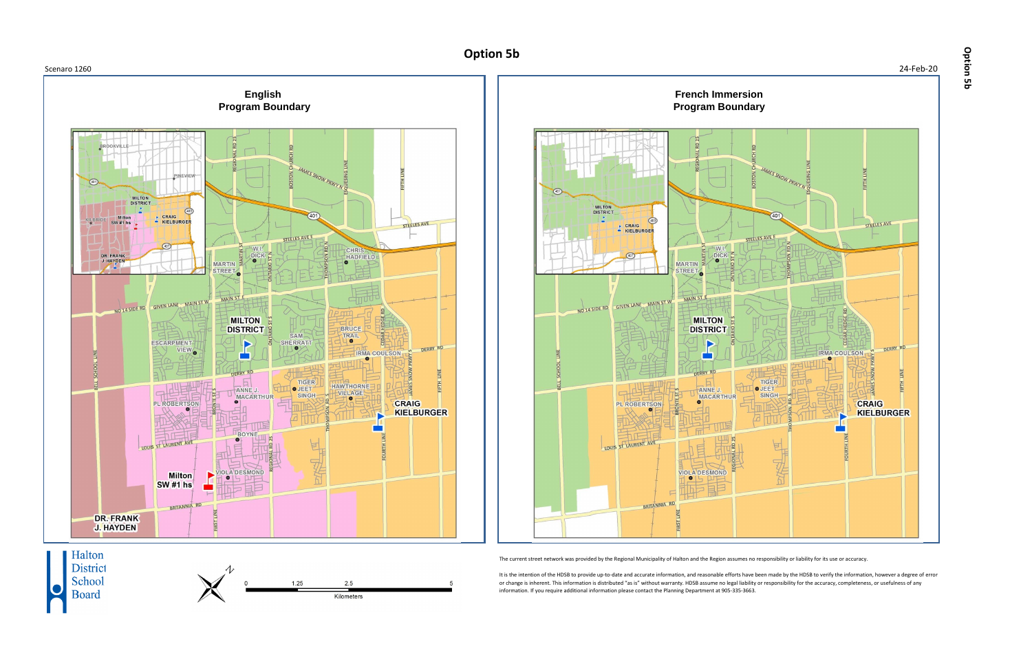# Option 5b

Scenaro 1260

24-Feb-20

## English Program Boundary

BROOKVILLE
PINEVIEW
MILTON DISTRICT
KILBRIDE
Milton SW #1 hs
CRAIG KIELBURGER
DR. FRANK J. HAYDEN
REGIONAL RD 25
BOSTON CHURCH RD
JAMES SNOW PKWY N
ESQUESING LINE
FIFTH LINE
STEELES AVE
STEELES AVE E
W.I. DICK
CHRIS HADFIELD
MARTIN STREET
MARTIN ST
ONTARIO ST N
THOMPSON RD N
NO 14 SIDE RD
GIVEN LANE
MAIN ST W
MAIN ST E
MILTON DISTRICT
ESCARPMENT VIEW
SAM SHERRATT
BRUCE TRAIL
CEDAR HEDGE RD
IRMA COULSON
DERRY RD
BELL SCHOOL LINE
ANNE J. MACARTHUR
TIGER JEET SINGH
HAWTHORNE VILLAGE
JAMES SNOW PKWY S
CRAIG KIELBURGER
PL ROBERTSON
BRONTE ST S
ONTARIO ST S
THOMPSON RD S
FOURTH LINE
BOYNE
LOUIS ST LAURENT AVE
REGIONAL RD 25
Milton SW #1 hs
VIOLA DESMOND
BRITANNIA RD
FIRST LINE
DR. FRANK J. HAYDEN

## French Immersion Program Boundary

MILTON DISTRICT
CRAIG KIELBURGER
REGIONAL RD 25
BOSTON CHURCH RD
JAMES SNOW PKWY N
ESQUESING LINE
FIFTH LINE
STEELES AVE
STEELES AVE E
W.I. DICK
MARTIN STREET
MARTIN ST
ONTARIO ST N
THOMPSON RD N
NO 14 SIDE RD
GIVEN LANE
MAIN ST W
MAIN ST E
MILTON DISTRICT
CEDAR HEDGE RD
IRMA COULSON
DERRY RD
BELL SCHOOL LINE
ANNE J. MACARTHUR
TIGER JEET SINGH
JAMES SNOW PKWY S
CRAIG KIELBURGER
PL ROBERTSON
BRONTE ST S
ONTARIO ST S
THOMPSON RD S
FOURTH LINE
LOUIS ST LAURENT AVE
REGIONAL RD 25
VIOLA DESMOND
BRITANNIA RD
FIRST LINE

Halton District School Board

0 1.25 2.5 5
Kilometers

The current street network was provided by the Regional Municipality of Halton and the Region assumes no responsibility or liability for its use or accuracy.

It is the intention of the HDSB to provide up-to-date and accurate information, and reasonable efforts have been made by the HDSB to verify the information, however a degree of error or change is inherent. This information is distributed "as is" without warranty. HDSB assume no legal liability or responsibility for the accuracy, completeness, or usefulness of any information. If you require additional information please contact the Planning Department at 905-335-3663.